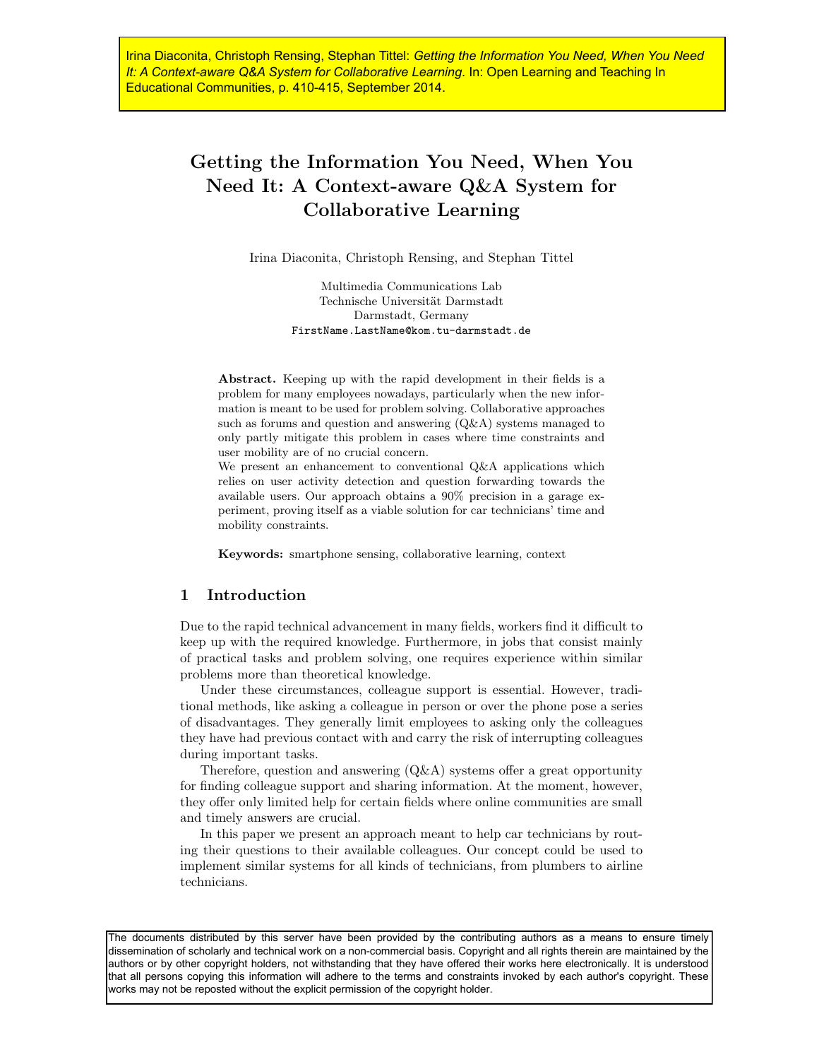Irina Diaconita, Christoph Rensing, Stephan Tittel: *Getting the Information You Need, When You Need It: A Context-aware Q&A System for Collaborative Learning*. In: Open Learning and Teaching In Educational Communities, p. 410-415, September 2014.

# Getting the Information You Need, When You Need It: A Context-aware Q&A System for Collaborative Learning

Irina Diaconita, Christoph Rensing, and Stephan Tittel

Multimedia Communications Lab
Technische Universität Darmstadt
Darmstadt, Germany
FirstName.LastName@kom.tu-darmstadt.de

**Abstract.** Keeping up with the rapid development in their fields is a problem for many employees nowadays, particularly when the new information is meant to be used for problem solving. Collaborative approaches such as forums and question and answering (Q&A) systems managed to only partly mitigate this problem in cases where time constraints and user mobility are of no crucial concern.

We present an enhancement to conventional Q&A applications which relies on user activity detection and question forwarding towards the available users. Our approach obtains a 90% precision in a garage experiment, proving itself as a viable solution for car technicians' time and mobility constraints.

**Keywords:** smartphone sensing, collaborative learning, context

## 1 Introduction

Due to the rapid technical advancement in many fields, workers find it difficult to keep up with the required knowledge. Furthermore, in jobs that consist mainly of practical tasks and problem solving, one requires experience within similar problems more than theoretical knowledge.

Under these circumstances, colleague support is essential. However, traditional methods, like asking a colleague in person or over the phone pose a series of disadvantages. They generally limit employees to asking only the colleagues they have had previous contact with and carry the risk of interrupting colleagues during important tasks.

Therefore, question and answering (Q&A) systems offer a great opportunity for finding colleague support and sharing information. At the moment, however, they offer only limited help for certain fields where online communities are small and timely answers are crucial.

In this paper we present an approach meant to help car technicians by routing their questions to their available colleagues. Our concept could be used to implement similar systems for all kinds of technicians, from plumbers to airline technicians.

The documents distributed by this server have been provided by the contributing authors as a means to ensure timely dissemination of scholarly and technical work on a non-commercial basis. Copyright and all rights therein are maintained by the authors or by other copyright holders, not withstanding that they have offered their works here electronically. It is understood that all persons copying this information will adhere to the terms and constraints invoked by each author's copyright. These works may not be reposted without the explicit permission of the copyright holder.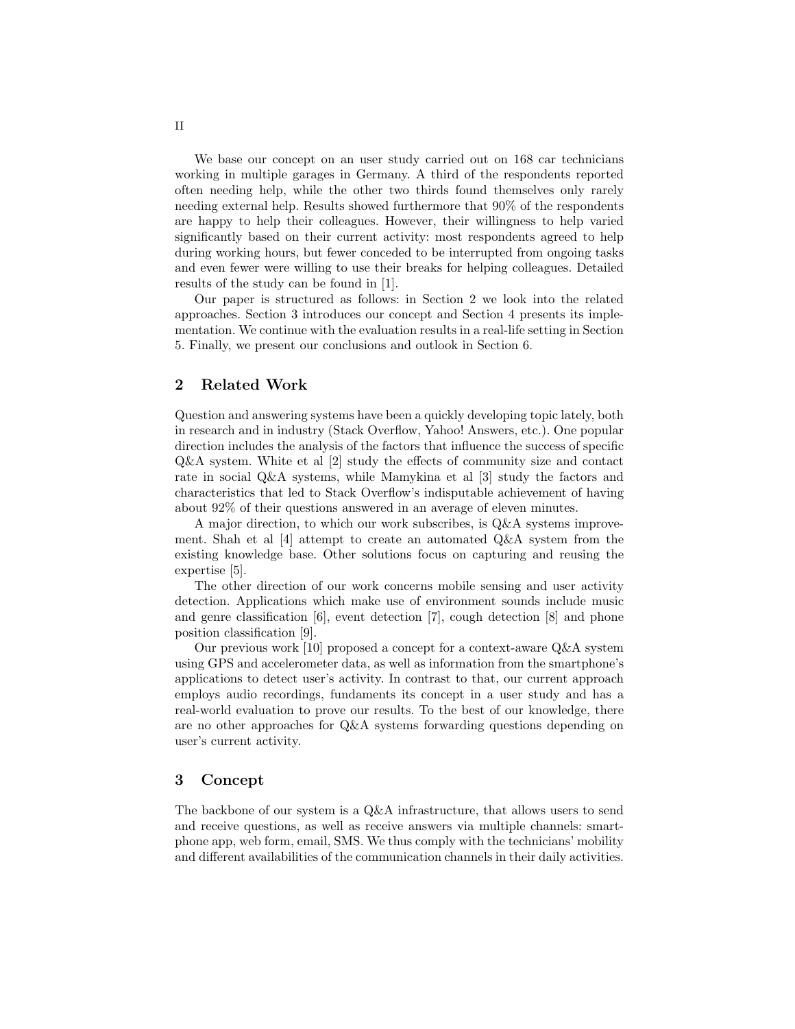We base our concept on an user study carried out on 168 car technicians working in multiple garages in Germany. A third of the respondents reported often needing help, while the other two thirds found themselves only rarely needing external help. Results showed furthermore that 90% of the respondents are happy to help their colleagues. However, their willingness to help varied significantly based on their current activity: most respondents agreed to help during working hours, but fewer conceded to be interrupted from ongoing tasks and even fewer were willing to use their breaks for helping colleagues. Detailed results of the study can be found in [1].

Our paper is structured as follows: in Section 2 we look into the related approaches. Section 3 introduces our concept and Section 4 presents its implementation. We continue with the evaluation results in a real-life setting in Section 5. Finally, we present our conclusions and outlook in Section 6.

## 2 Related Work

Question and answering systems have been a quickly developing topic lately, both in research and in industry (Stack Overflow, Yahoo! Answers, etc.). One popular direction includes the analysis of the factors that influence the success of specific Q&A system. White et al [2] study the effects of community size and contact rate in social Q&A systems, while Mamykina et al [3] study the factors and characteristics that led to Stack Overflow's indisputable achievement of having about 92% of their questions answered in an average of eleven minutes.

A major direction, to which our work subscribes, is Q&A systems improvement. Shah et al [4] attempt to create an automated Q&A system from the existing knowledge base. Other solutions focus on capturing and reusing the expertise [5].

The other direction of our work concerns mobile sensing and user activity detection. Applications which make use of environment sounds include music and genre classification [6], event detection [7], cough detection [8] and phone position classification [9].

Our previous work [10] proposed a concept for a context-aware Q&A system using GPS and accelerometer data, as well as information from the smartphone's applications to detect user's activity. In contrast to that, our current approach employs audio recordings, fundaments its concept in a user study and has a real-world evaluation to prove our results. To the best of our knowledge, there are no other approaches for Q&A systems forwarding questions depending on user's current activity.

## 3 Concept

The backbone of our system is a Q&A infrastructure, that allows users to send and receive questions, as well as receive answers via multiple channels: smartphone app, web form, email, SMS. We thus comply with the technicians' mobility and different availabilities of the communication channels in their daily activities.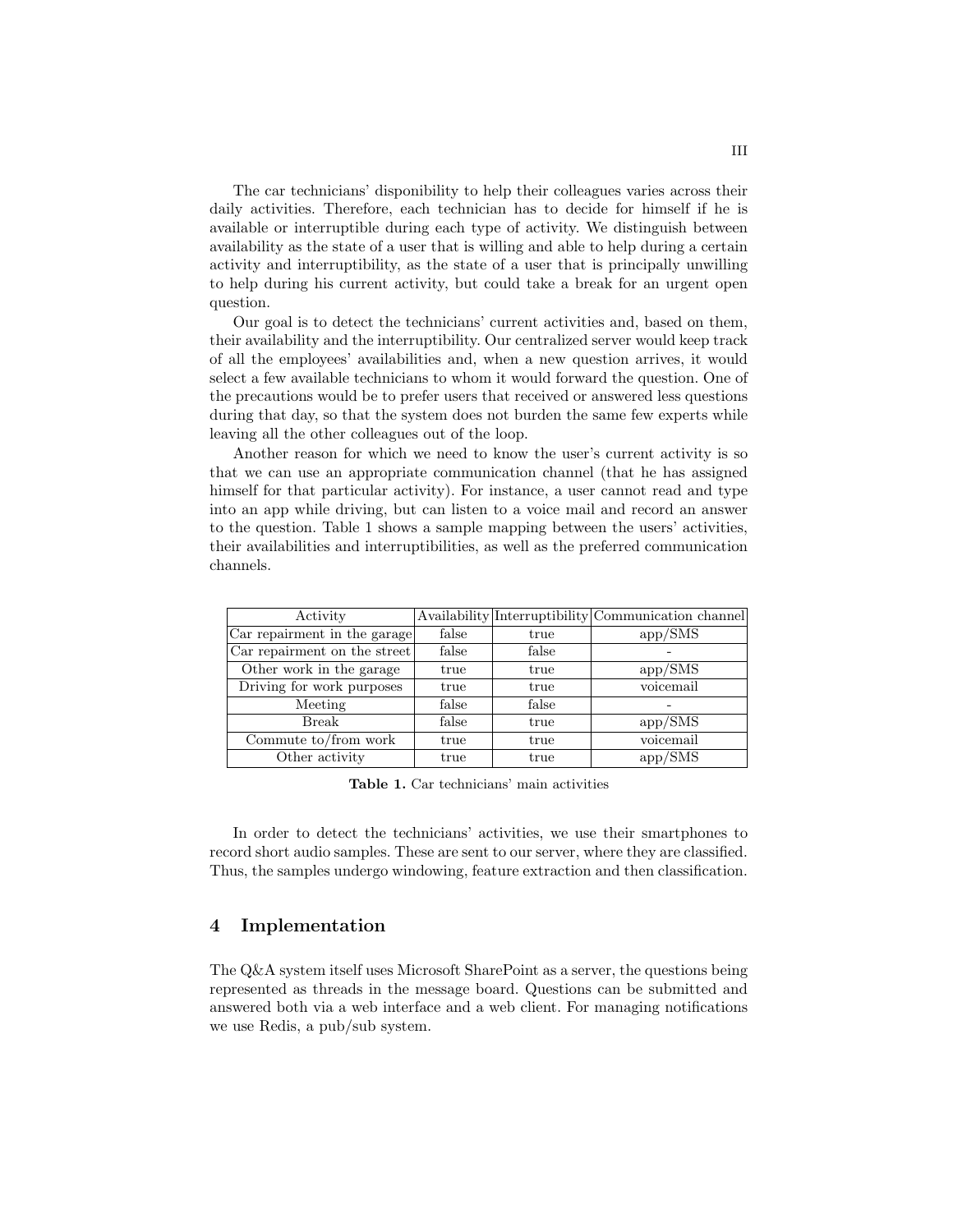The car technicians' disponibility to help their colleagues varies across their daily activities. Therefore, each technician has to decide for himself if he is available or interruptible during each type of activity. We distinguish between availability as the state of a user that is willing and able to help during a certain activity and interruptibility, as the state of a user that is principally unwilling to help during his current activity, but could take a break for an urgent open question.

Our goal is to detect the technicians' current activities and, based on them, their availability and the interruptibility. Our centralized server would keep track of all the employees' availabilities and, when a new question arrives, it would select a few available technicians to whom it would forward the question. One of the precautions would be to prefer users that received or answered less questions during that day, so that the system does not burden the same few experts while leaving all the other colleagues out of the loop.

Another reason for which we need to know the user's current activity is so that we can use an appropriate communication channel (that he has assigned himself for that particular activity). For instance, a user cannot read and type into an app while driving, but can listen to a voice mail and record an answer to the question. Table 1 shows a sample mapping between the users' activities, their availabilities and interruptibilities, as well as the preferred communication channels.

| Activity | Availability | Interruptibility | Communication channel |
|---|---|---|---|
| Car repairment in the garage | false | true | app/SMS |
| Car repairment on the street | false | false | - |
| Other work in the garage | true | true | app/SMS |
| Driving for work purposes | true | true | voicemail |
| Meeting | false | false | - |
| Break | false | true | app/SMS |
| Commute to/from work | true | true | voicemail |
| Other activity | true | true | app/SMS |

**Table 1.** Car technicians' main activities

In order to detect the technicians' activities, we use their smartphones to record short audio samples. These are sent to our server, where they are classified. Thus, the samples undergo windowing, feature extraction and then classification.

## 4 Implementation

The Q&A system itself uses Microsoft SharePoint as a server, the questions being represented as threads in the message board. Questions can be submitted and answered both via a web interface and a web client. For managing notifications we use Redis, a pub/sub system.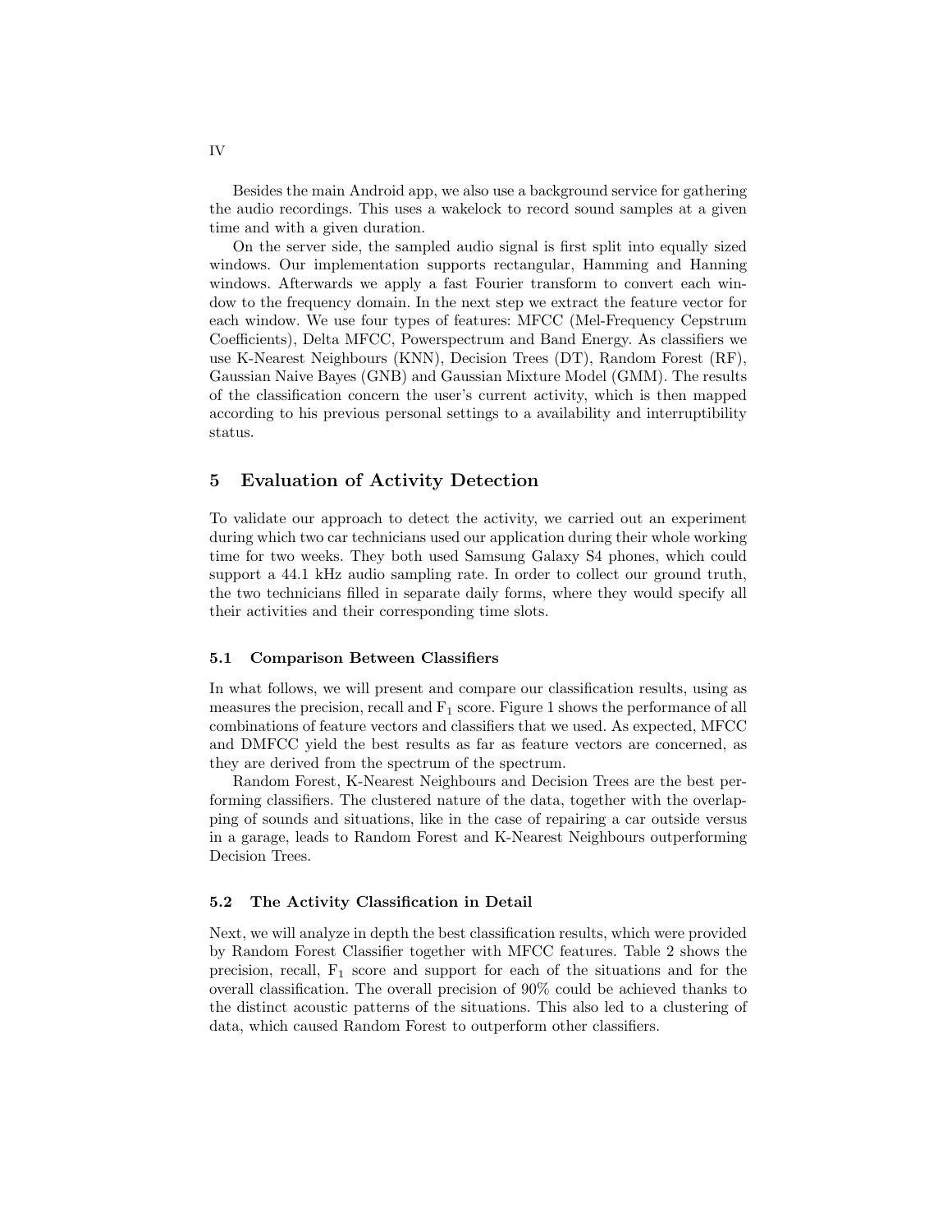Besides the main Android app, we also use a background service for gathering the audio recordings. This uses a wakelock to record sound samples at a given time and with a given duration.

On the server side, the sampled audio signal is first split into equally sized windows. Our implementation supports rectangular, Hamming and Hanning windows. Afterwards we apply a fast Fourier transform to convert each window to the frequency domain. In the next step we extract the feature vector for each window. We use four types of features: MFCC (Mel-Frequency Cepstrum Coefficients), Delta MFCC, Powerspectrum and Band Energy. As classifiers we use K-Nearest Neighbours (KNN), Decision Trees (DT), Random Forest (RF), Gaussian Naive Bayes (GNB) and Gaussian Mixture Model (GMM). The results of the classification concern the user's current activity, which is then mapped according to his previous personal settings to a availability and interruptibility status.

## 5 Evaluation of Activity Detection

To validate our approach to detect the activity, we carried out an experiment during which two car technicians used our application during their whole working time for two weeks. They both used Samsung Galaxy S4 phones, which could support a 44.1 kHz audio sampling rate. In order to collect our ground truth, the two technicians filled in separate daily forms, where they would specify all their activities and their corresponding time slots.

### 5.1 Comparison Between Classifiers

In what follows, we will present and compare our classification results, using as measures the precision, recall and $F_1$ score. Figure 1 shows the performance of all combinations of feature vectors and classifiers that we used. As expected, MFCC and DMFCC yield the best results as far as feature vectors are concerned, as they are derived from the spectrum of the spectrum.

Random Forest, K-Nearest Neighbours and Decision Trees are the best performing classifiers. The clustered nature of the data, together with the overlapping of sounds and situations, like in the case of repairing a car outside versus in a garage, leads to Random Forest and K-Nearest Neighbours outperforming Decision Trees.

### 5.2 The Activity Classification in Detail

Next, we will analyze in depth the best classification results, which were provided by Random Forest Classifier together with MFCC features. Table 2 shows the precision, recall, $F_1$ score and support for each of the situations and for the overall classification. The overall precision of 90% could be achieved thanks to the distinct acoustic patterns of the situations. This also led to a clustering of data, which caused Random Forest to outperform other classifiers.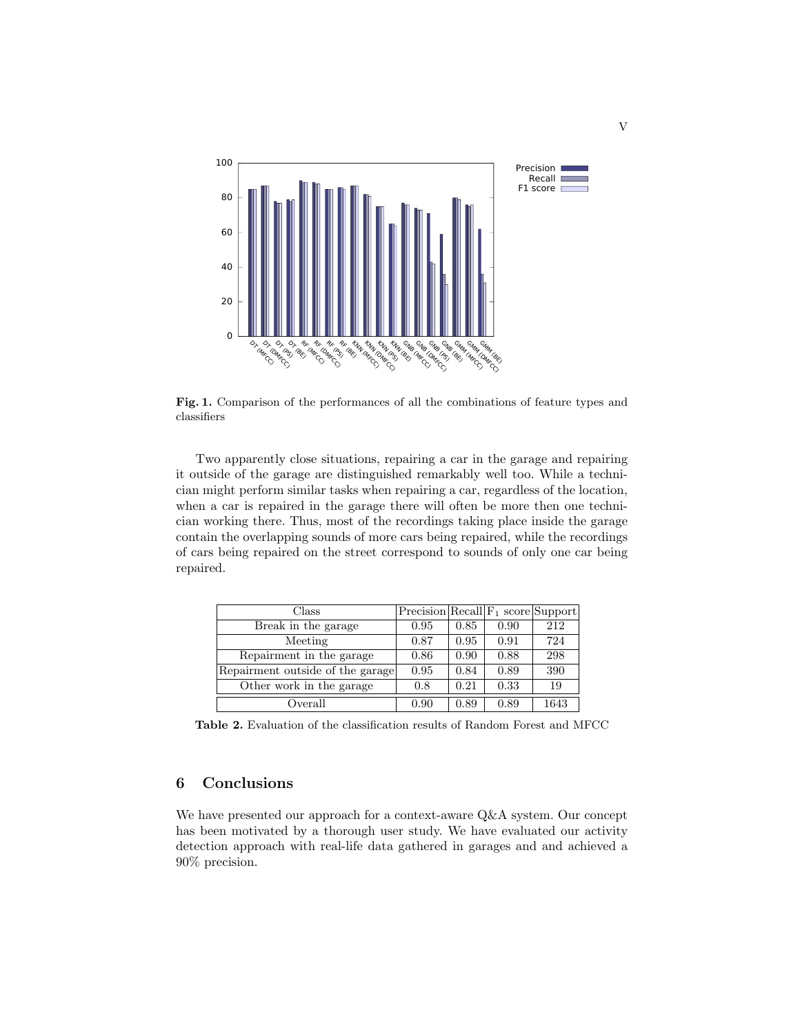**Fig. 1.** Comparison of the performances of all the combinations of feature types and classifiers

Two apparently close situations, repairing a car in the garage and repairing it outside of the garage are distinguished remarkably well too. While a technician might perform similar tasks when repairing a car, regardless of the location, when a car is repaired in the garage there will often be more then one technician working there. Thus, most of the recordings taking place inside the garage contain the overlapping sounds of more cars being repaired, while the recordings of cars being repaired on the street correspond to sounds of only one car being repaired.

| Class | Precision | Recall | $F_1$ score | Support |
|---|---|---|---|---|
| Break in the garage | 0.95 | 0.85 | 0.90 | 212 |
| Meeting | 0.87 | 0.95 | 0.91 | 724 |
| Repairment in the garage | 0.86 | 0.90 | 0.88 | 298 |
| Repairment outside of the garage | 0.95 | 0.84 | 0.89 | 390 |
| Other work in the garage | 0.8 | 0.21 | 0.33 | 19 |
| Overall | 0.90 | 0.89 | 0.89 | 1643 |

**Table 2.** Evaluation of the classification results of Random Forest and MFCC

## 6 Conclusions

We have presented our approach for a context-aware Q&A system. Our concept has been motivated by a thorough user study. We have evaluated our activity detection approach with real-life data gathered in garages and and achieved a 90% precision.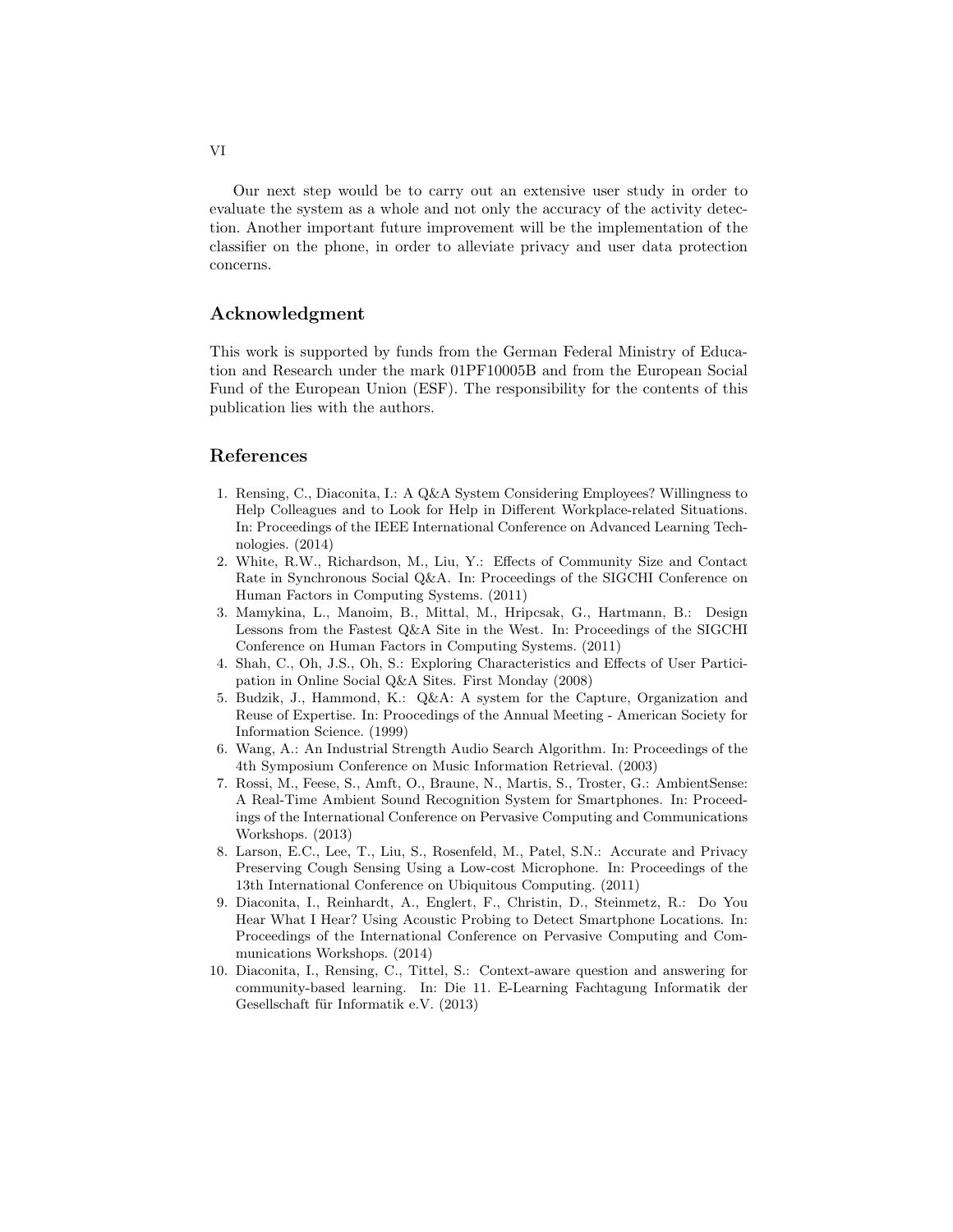Our next step would be to carry out an extensive user study in order to evaluate the system as a whole and not only the accuracy of the activity detection. Another important future improvement will be the implementation of the classifier on the phone, in order to alleviate privacy and user data protection concerns.

## Acknowledgment

This work is supported by funds from the German Federal Ministry of Education and Research under the mark 01PF10005B and from the European Social Fund of the European Union (ESF). The responsibility for the contents of this publication lies with the authors.

## References

1. Rensing, C., Diaconita, I.: A Q&A System Considering Employees? Willingness to Help Colleagues and to Look for Help in Different Workplace-related Situations. In: Proceedings of the IEEE International Conference on Advanced Learning Technologies. (2014)
2. White, R.W., Richardson, M., Liu, Y.: Effects of Community Size and Contact Rate in Synchronous Social Q&A. In: Proceedings of the SIGCHI Conference on Human Factors in Computing Systems. (2011)
3. Mamykina, L., Manoim, B., Mittal, M., Hripcsak, G., Hartmann, B.: Design Lessons from the Fastest Q&A Site in the West. In: Proceedings of the SIGCHI Conference on Human Factors in Computing Systems. (2011)
4. Shah, C., Oh, J.S., Oh, S.: Exploring Characteristics and Effects of User Participation in Online Social Q&A Sites. First Monday (2008)
5. Budzik, J., Hammond, K.: Q&A: A system for the Capture, Organization and Reuse of Expertise. In: Proocedings of the Annual Meeting - American Society for Information Science. (1999)
6. Wang, A.: An Industrial Strength Audio Search Algorithm. In: Proceedings of the 4th Symposium Conference on Music Information Retrieval. (2003)
7. Rossi, M., Feese, S., Amft, O., Braune, N., Martis, S., Troster, G.: AmbientSense: A Real-Time Ambient Sound Recognition System for Smartphones. In: Proceedings of the International Conference on Pervasive Computing and Communications Workshops. (2013)
8. Larson, E.C., Lee, T., Liu, S., Rosenfeld, M., Patel, S.N.: Accurate and Privacy Preserving Cough Sensing Using a Low-cost Microphone. In: Proceedings of the 13th International Conference on Ubiquitous Computing. (2011)
9. Diaconita, I., Reinhardt, A., Englert, F., Christin, D., Steinmetz, R.: Do You Hear What I Hear? Using Acoustic Probing to Detect Smartphone Locations. In: Proceedings of the International Conference on Pervasive Computing and Communications Workshops. (2014)
10. Diaconita, I., Rensing, C., Tittel, S.: Context-aware question and answering for community-based learning. In: Die 11. E-Learning Fachtagung Informatik der Gesellschaft für Informatik e.V. (2013)